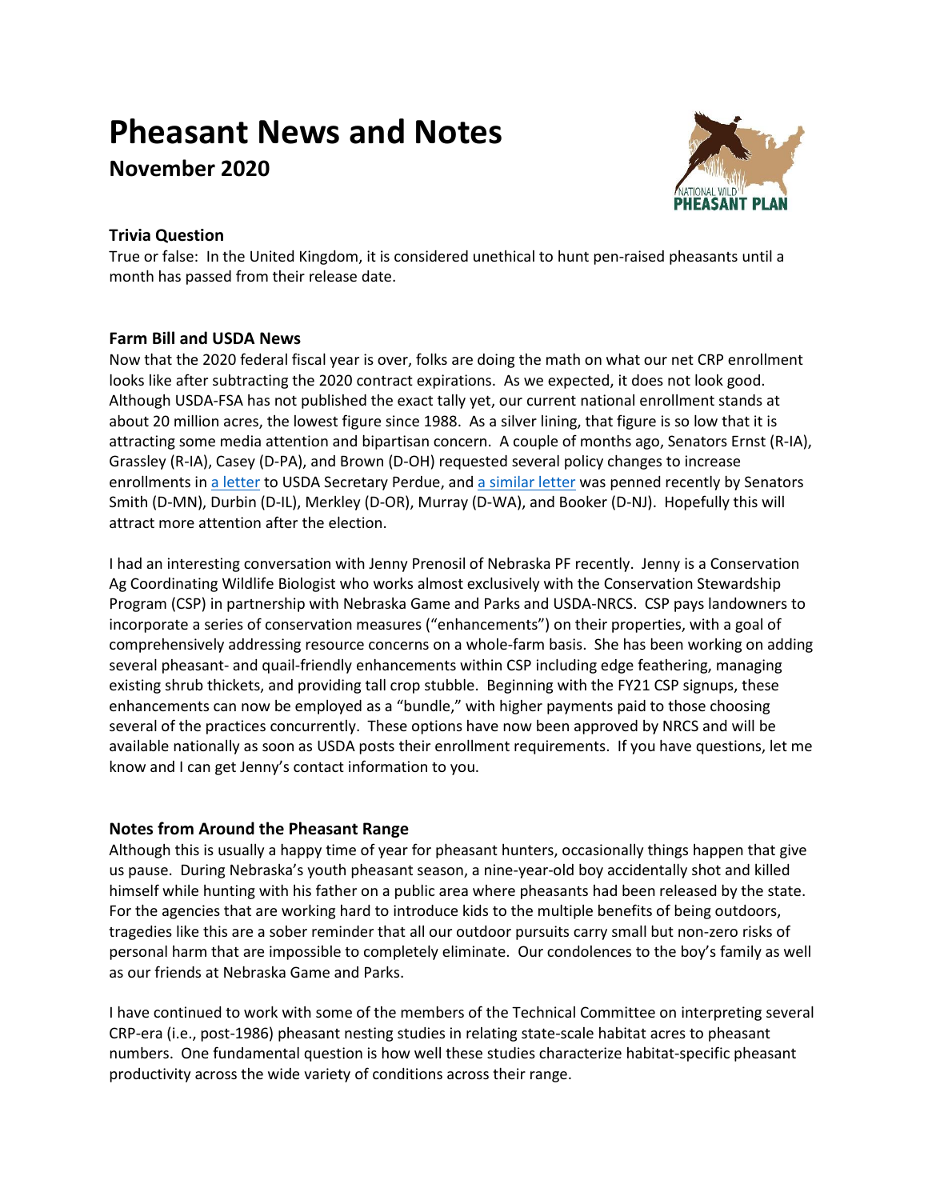# Pheasant News and Notes

## November 2020

### Trivia Question

True or false: In the United Kingdom, it is considered unethical to hunt pen-raised pheasants until a month has passed from their release date.

### Farm Bill and USDA News

Now that the 2020 federal fiscal year is over, folks are doing the math on what our net CRP enrollment looks like after subtracting the 2020 contract expirations. As we expected, it does not look good. Although USDA-FSA has not published the exact tally yet, our current national enrollment stands at about 20 million acres, the lowest figure since 1988. As a silver lining, that figure is so low that it is attracting some media attention and bipartisan concern. A couple of months ago, Senators Ernst (R-IA), Grassley (R-IA), Casey (D-PA), and Brown (D-OH) requested several policy changes to increase enrollments in a letter to USDA Secretary Perdue, and a similar letter was penned recently by Senators Smith (D-MN), Durbin (D-IL), Merkley (D-OR), Murray (D-WA), and Booker (D-NJ). Hopefully this will attract more attention after the election.

I had an interesting conversation with Jenny Prenosil of Nebraska PF recently. Jenny is a Conservation Ag Coordinating Wildlife Biologist who works almost exclusively with the Conservation Stewardship Program (CSP) in partnership with Nebraska Game and Parks and USDA-NRCS. CSP pays landowners to incorporate a series of conservation measures ("enhancements") on their properties, with a goal of comprehensively addressing resource concerns on a whole-farm basis. She has been working on adding several pheasant- and quail-friendly enhancements within CSP including edge feathering, managing existing shrub thickets, and providing tall crop stubble. Beginning with the FY21 CSP signups, these enhancements can now be employed as a "bundle," with higher payments paid to those choosing several of the practices concurrently. These options have now been approved by NRCS and will be available nationally as soon as USDA posts their enrollment requirements. If you have questions, let me know and I can get Jenny's contact information to you.

### Notes from Around the Pheasant Range

Although this is usually a happy time of year for pheasant hunters, occasionally things happen that give us pause. During Nebraska's youth pheasant season, a nine-year-old boy accidentally shot and killed himself while hunting with his father on a public area where pheasants had been released by the state. For the agencies that are working hard to introduce kids to the multiple benefits of being outdoors, tragedies like this are a sober reminder that all our outdoor pursuits carry small but non-zero risks of personal harm that are impossible to completely eliminate. Our condolences to the boy's family as well as our friends at Nebraska Game and Parks.

I have continued to work with some of the members of the Technical Committee on interpreting several CRP-era (i.e., post-1986) pheasant nesting studies in relating state-scale habitat acres to pheasant numbers. One fundamental question is how well these studies characterize habitat-specific pheasant productivity across the wide variety of conditions across their range.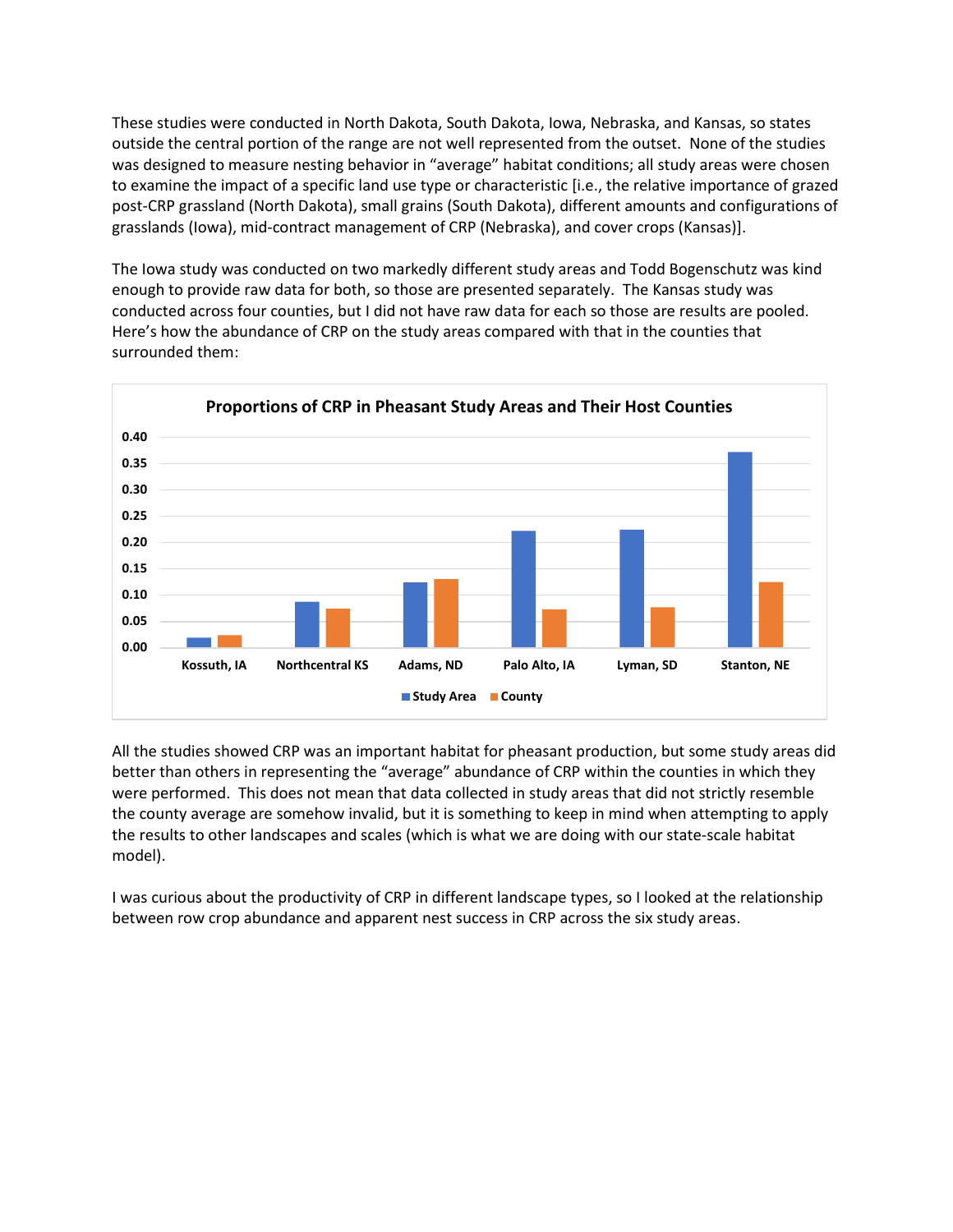These studies were conducted in North Dakota, South Dakota, Iowa, Nebraska, and Kansas, so states outside the central portion of the range are not well represented from the outset. None of the studies was designed to measure nesting behavior in "average" habitat conditions; all study areas were chosen to examine the impact of a specific land use type or characteristic [i.e., the relative importance of grazed post-CRP grassland (North Dakota), small grains (South Dakota), different amounts and configurations of grasslands (Iowa), mid-contract management of CRP (Nebraska), and cover crops (Kansas)].

The Iowa study was conducted on two markedly different study areas and Todd Bogenschutz was kind enough to provide raw data for both, so those are presented separately. The Kansas study was conducted across four counties, but I did not have raw data for each so those are results are pooled. Here's how the abundance of CRP on the study areas compared with that in the counties that surrounded them:

**Proportions of CRP in Pheasant Study Areas and Their Host Counties**

All the studies showed CRP was an important habitat for pheasant production, but some study areas did better than others in representing the "average" abundance of CRP within the counties in which they were performed. This does not mean that data collected in study areas that did not strictly resemble the county average are somehow invalid, but it is something to keep in mind when attempting to apply the results to other landscapes and scales (which is what we are doing with our state-scale habitat model).

I was curious about the productivity of CRP in different landscape types, so I looked at the relationship between row crop abundance and apparent nest success in CRP across the six study areas.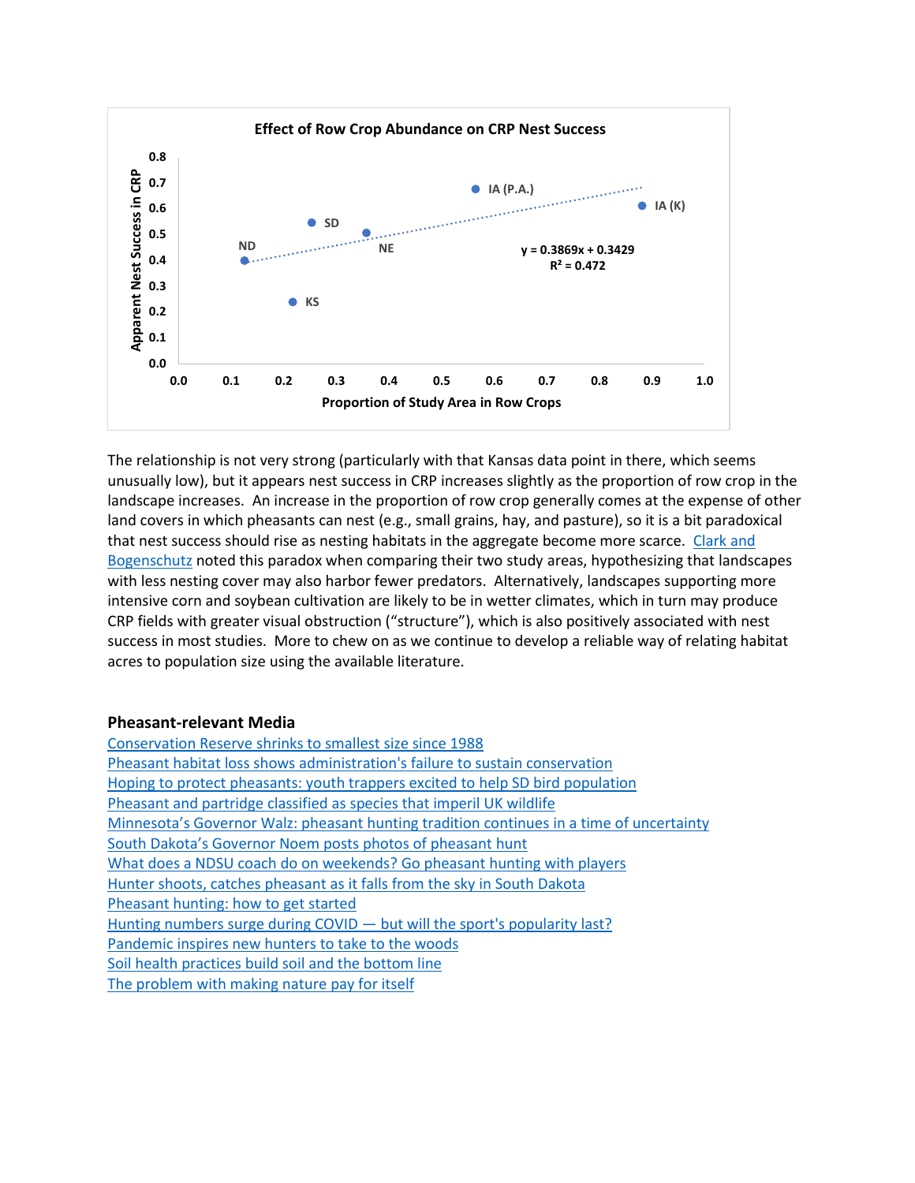**Effect of Row Crop Abundance on CRP Nest Success**

The relationship is not very strong (particularly with that Kansas data point in there, which seems unusually low), but it appears nest success in CRP increases slightly as the proportion of row crop in the landscape increases. An increase in the proportion of row crop generally comes at the expense of other land covers in which pheasants can nest (e.g., small grains, hay, and pasture), so it is a bit paradoxical that nest success should rise as nesting habitats in the aggregate become more scarce. [Clark and Bogenschutz]() noted this paradox when comparing their two study areas, hypothesizing that landscapes with less nesting cover may also harbor fewer predators. Alternatively, landscapes supporting more intensive corn and soybean cultivation are likely to be in wetter climates, which in turn may produce CRP fields with greater visual obstruction ("structure"), which is also positively associated with nest success in most studies. More to chew on as we continue to develop a reliable way of relating habitat acres to population size using the available literature.

### Pheasant-relevant Media

[Conservation Reserve shrinks to smallest size since 1988]()
[Pheasant habitat loss shows administration's failure to sustain conservation]()
[Hoping to protect pheasants: youth trappers excited to help SD bird population]()
[Pheasant and partridge classified as species that imperil UK wildlife]()
[Minnesota's Governor Walz: pheasant hunting tradition continues in a time of uncertainty]()
[South Dakota's Governor Noem posts photos of pheasant hunt]()
[What does a NDSU coach do on weekends? Go pheasant hunting with players]()
[Hunter shoots, catches pheasant as it falls from the sky in South Dakota]()
[Pheasant hunting: how to get started]()
[Hunting numbers surge during COVID — but will the sport's popularity last?]()
[Pandemic inspires new hunters to take to the woods]()
[Soil health practices build soil and the bottom line]()
[The problem with making nature pay for itself]()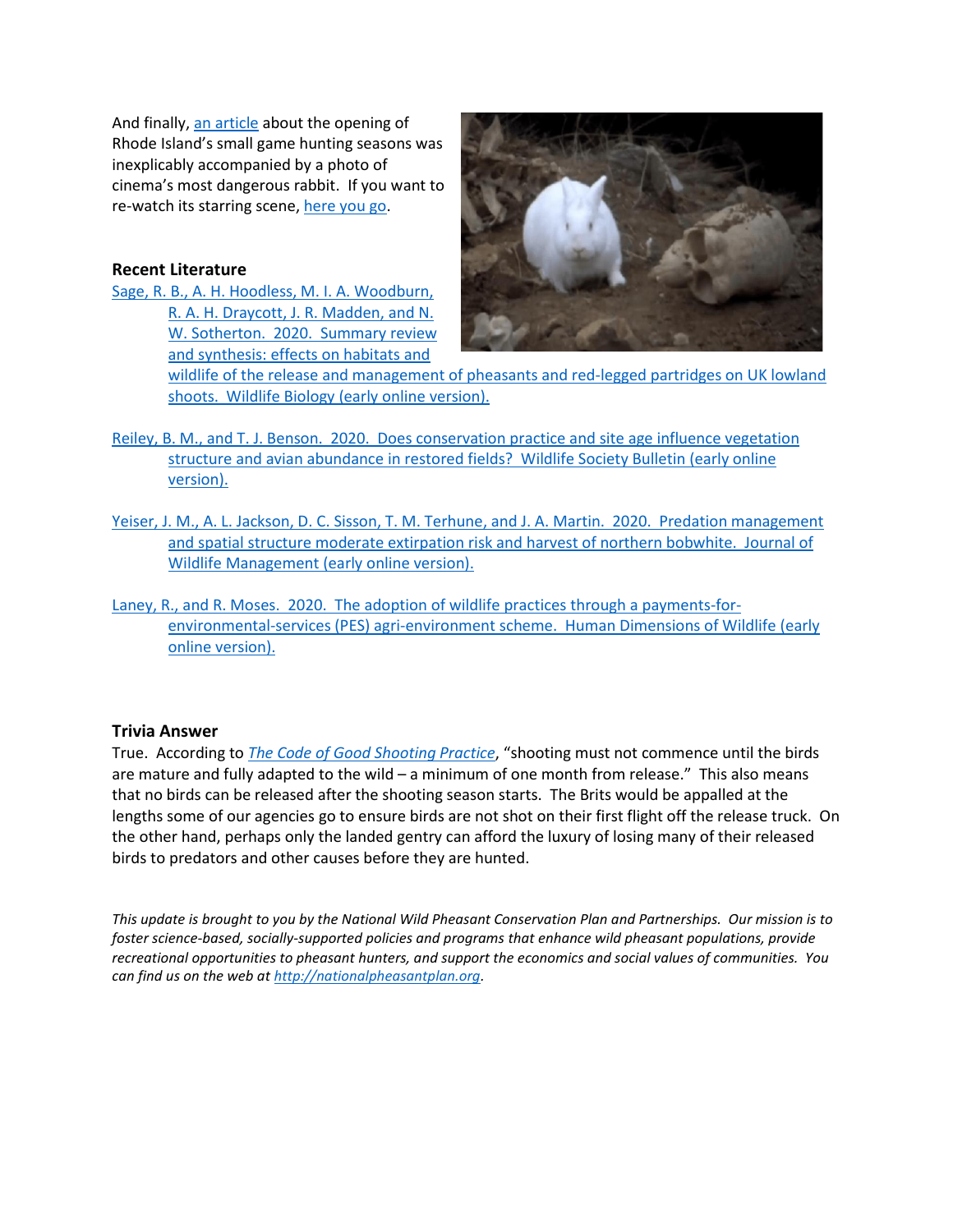And finally, [an article](#) about the opening of Rhode Island's small game hunting seasons was inexplicably accompanied by a photo of cinema's most dangerous rabbit. If you want to re-watch its starring scene, [here you go](#).

### Recent Literature

[Sage, R. B., A. H. Hoodless, M. I. A. Woodburn, R. A. H. Draycott, J. R. Madden, and N. W. Sotherton. 2020. Summary review and synthesis: effects on habitats and wildlife of the release and management of pheasants and red-legged partridges on UK lowland shoots. Wildlife Biology (early online version).](#)

[Reiley, B. M., and T. J. Benson. 2020. Does conservation practice and site age influence vegetation structure and avian abundance in restored fields? Wildlife Society Bulletin (early online version).](#)

[Yeiser, J. M., A. L. Jackson, D. C. Sisson, T. M. Terhune, and J. A. Martin. 2020. Predation management and spatial structure moderate extirpation risk and harvest of northern bobwhite. Journal of Wildlife Management (early online version).](#)

[Laney, R., and R. Moses. 2020. The adoption of wildlife practices through a payments-for-environmental-services (PES) agri-environment scheme. Human Dimensions of Wildlife (early online version).](#)

### Trivia Answer

True. According to [*The Code of Good Shooting Practice*](#), "shooting must not commence until the birds are mature and fully adapted to the wild – a minimum of one month from release." This also means that no birds can be released after the shooting season starts. The Brits would be appalled at the lengths some of our agencies go to ensure birds are not shot on their first flight off the release truck. On the other hand, perhaps only the landed gentry can afford the luxury of losing many of their released birds to predators and other causes before they are hunted.

*This update is brought to you by the National Wild Pheasant Conservation Plan and Partnerships. Our mission is to foster science-based, socially-supported policies and programs that enhance wild pheasant populations, provide recreational opportunities to pheasant hunters, and support the economics and social values of communities. You can find us on the web at [http://nationalpheasantplan.org](http://nationalpheasantplan.org).*